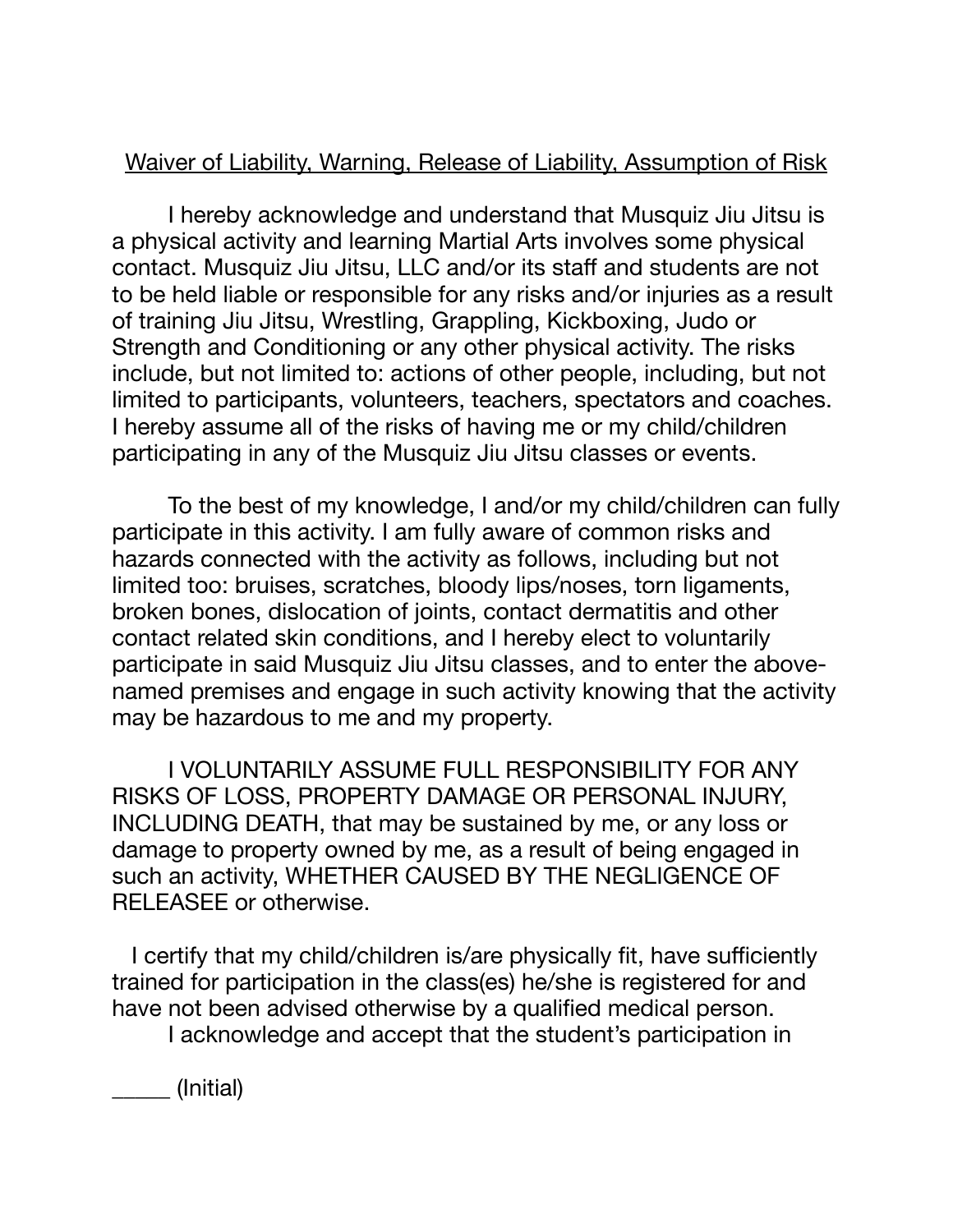<u>Waiver of Liability, Warning, Release of Liability, Assumption of Risk</u>

I hereby acknowledge and understand that Musquiz Jiu Jitsu is a physical activity and learning Martial Arts involves some physical contact. Musquiz Jiu Jitsu, LLC and/or its staff and students are not to be held liable or responsible for any risks and/or injuries as a result of training Jiu Jitsu, Wrestling, Grappling, Kickboxing, Judo or Strength and Conditioning or any other physical activity. The risks include, but not limited to: actions of other people, including, but not limited to participants, volunteers, teachers, spectators and coaches. I hereby assume all of the risks of having me or my child/children participating in any of the Musquiz Jiu Jitsu classes or events.

To the best of my knowledge, I and/or my child/children can fully participate in this activity. I am fully aware of common risks and hazards connected with the activity as follows, including but not limited too: bruises, scratches, bloody lips/noses, torn ligaments, broken bones, dislocation of joints, contact dermatitis and other contact related skin conditions, and I hereby elect to voluntarily participate in said Musquiz Jiu Jitsu classes, and to enter the above-named premises and engage in such activity knowing that the activity may be hazardous to me and my property.

I VOLUNTARILY ASSUME FULL RESPONSIBILITY FOR ANY RISKS OF LOSS, PROPERTY DAMAGE OR PERSONAL INJURY, INCLUDING DEATH, that may be sustained by me, or any loss or damage to property owned by me, as a result of being engaged in such an activity, WHETHER CAUSED BY THE NEGLIGENCE OF RELEASEE or otherwise.

I certify that my child/children is/are physically fit, have sufficiently trained for participation in the class(es) he/she is registered for and have not been advised otherwise by a qualified medical person.

I acknowledge and accept that the student's participation in

_____ (Initial)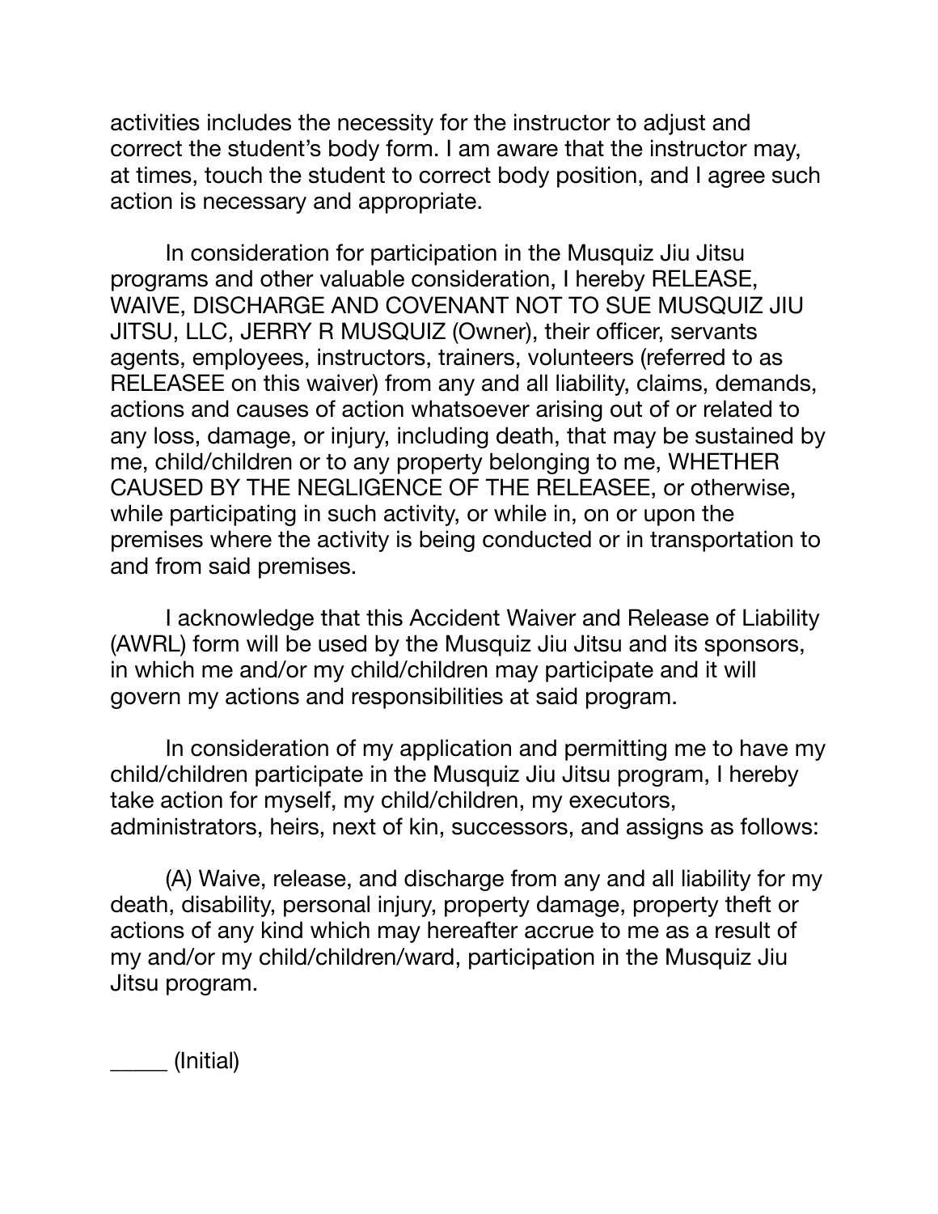activities includes the necessity for the instructor to adjust and correct the student's body form. I am aware that the instructor may, at times, touch the student to correct body position, and I agree such action is necessary and appropriate.

In consideration for participation in the Musquiz Jiu Jitsu programs and other valuable consideration, I hereby RELEASE, WAIVE, DISCHARGE AND COVENANT NOT TO SUE MUSQUIZ JIU JITSU, LLC, JERRY R MUSQUIZ (Owner), their officer, servants agents, employees, instructors, trainers, volunteers (referred to as RELEASEE on this waiver) from any and all liability, claims, demands, actions and causes of action whatsoever arising out of or related to any loss, damage, or injury, including death, that may be sustained by me, child/children or to any property belonging to me, WHETHER CAUSED BY THE NEGLIGENCE OF THE RELEASEE, or otherwise, while participating in such activity, or while in, on or upon the premises where the activity is being conducted or in transportation to and from said premises.

I acknowledge that this Accident Waiver and Release of Liability (AWRL) form will be used by the Musquiz Jiu Jitsu and its sponsors, in which me and/or my child/children may participate and it will govern my actions and responsibilities at said program.

In consideration of my application and permitting me to have my child/children participate in the Musquiz Jiu Jitsu program, I hereby take action for myself, my child/children, my executors, administrators, heirs, next of kin, successors, and assigns as follows:

(A) Waive, release, and discharge from any and all liability for my death, disability, personal injury, property damage, property theft or actions of any kind which may hereafter accrue to me as a result of my and/or my child/children/ward, participation in the Musquiz Jiu Jitsu program.

_____ (Initial)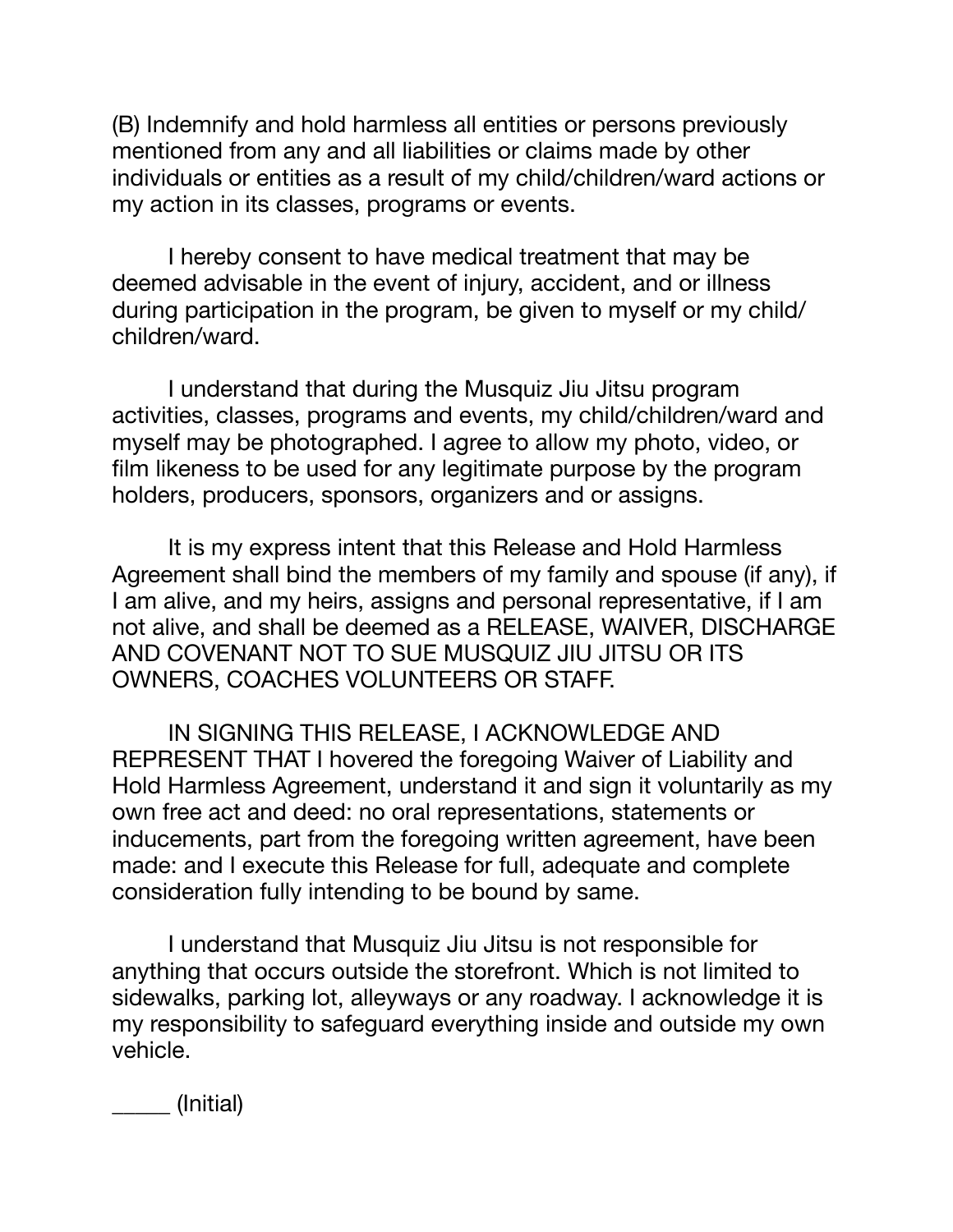(B) Indemnify and hold harmless all entities or persons previously mentioned from any and all liabilities or claims made by other individuals or entities as a result of my child/children/ward actions or my action in its classes, programs or events.

I hereby consent to have medical treatment that may be deemed advisable in the event of injury, accident, and or illness during participation in the program, be given to myself or my child/children/ward.

I understand that during the Musquiz Jiu Jitsu program activities, classes, programs and events, my child/children/ward and myself may be photographed. I agree to allow my photo, video, or film likeness to be used for any legitimate purpose by the program holders, producers, sponsors, organizers and or assigns.

It is my express intent that this Release and Hold Harmless Agreement shall bind the members of my family and spouse (if any), if I am alive, and my heirs, assigns and personal representative, if I am not alive, and shall be deemed as a RELEASE, WAIVER, DISCHARGE AND COVENANT NOT TO SUE MUSQUIZ JIU JITSU OR ITS OWNERS, COACHES VOLUNTEERS OR STAFF.

IN SIGNING THIS RELEASE, I ACKNOWLEDGE AND REPRESENT THAT I hovered the foregoing Waiver of Liability and Hold Harmless Agreement, understand it and sign it voluntarily as my own free act and deed: no oral representations, statements or inducements, part from the foregoing written agreement, have been made: and I execute this Release for full, adequate and complete consideration fully intending to be bound by same.

I understand that Musquiz Jiu Jitsu is not responsible for anything that occurs outside the storefront. Which is not limited to sidewalks, parking lot, alleyways or any roadway. I acknowledge it is my responsibility to safeguard everything inside and outside my own vehicle.

_____ (Initial)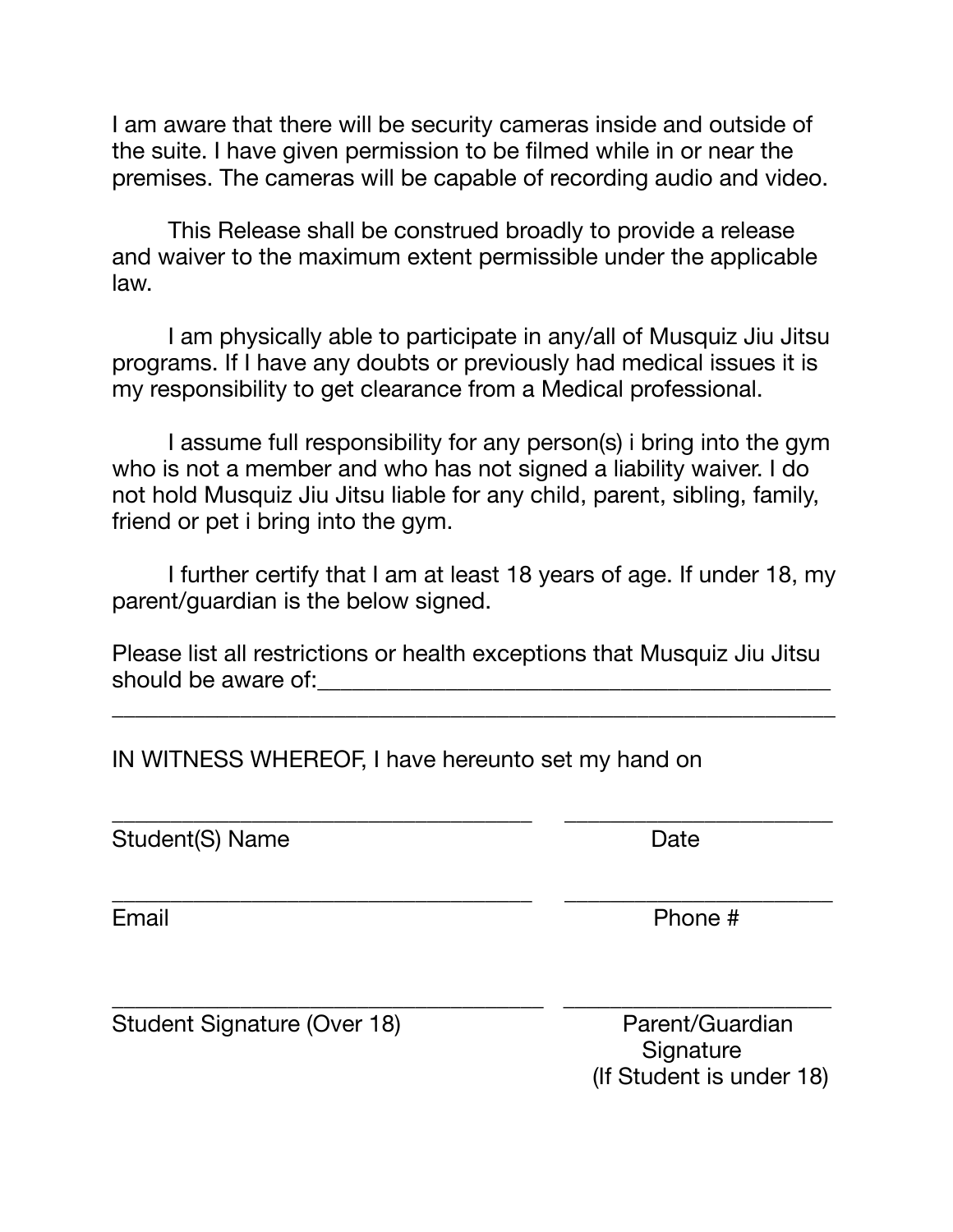I am aware that there will be security cameras inside and outside of the suite. I have given permission to be filmed while in or near the premises. The cameras will be capable of recording audio and video.

This Release shall be construed broadly to provide a release and waiver to the maximum extent permissible under the applicable law.

I am physically able to participate in any/all of Musquiz Jiu Jitsu programs. If I have any doubts or previously had medical issues it is my responsibility to get clearance from a Medical professional.

I assume full responsibility for any person(s) i bring into the gym who is not a member and who has not signed a liability waiver. I do not hold Musquiz Jiu Jitsu liable for any child, parent, sibling, family, friend or pet i bring into the gym.

I further certify that I am at least 18 years of age. If under 18, my parent/guardian is the below signed.

Please list all restrictions or health exceptions that Musquiz Jiu Jitsu should be aware of:___________________________________________

______________________________________________________________

IN WITNESS WHEREOF, I have hereunto set my hand on

____________________________________ &nbsp;&nbsp;&nbsp; _______________________

Student(S) Name &nbsp;&nbsp;&nbsp; Date

____________________________________ &nbsp;&nbsp;&nbsp; _______________________

Email &nbsp;&nbsp;&nbsp; Phone #

____________________________________ &nbsp;&nbsp;&nbsp; _______________________

Student Signature (Over 18) &nbsp;&nbsp;&nbsp; Parent/Guardian Signature (If Student is under 18)